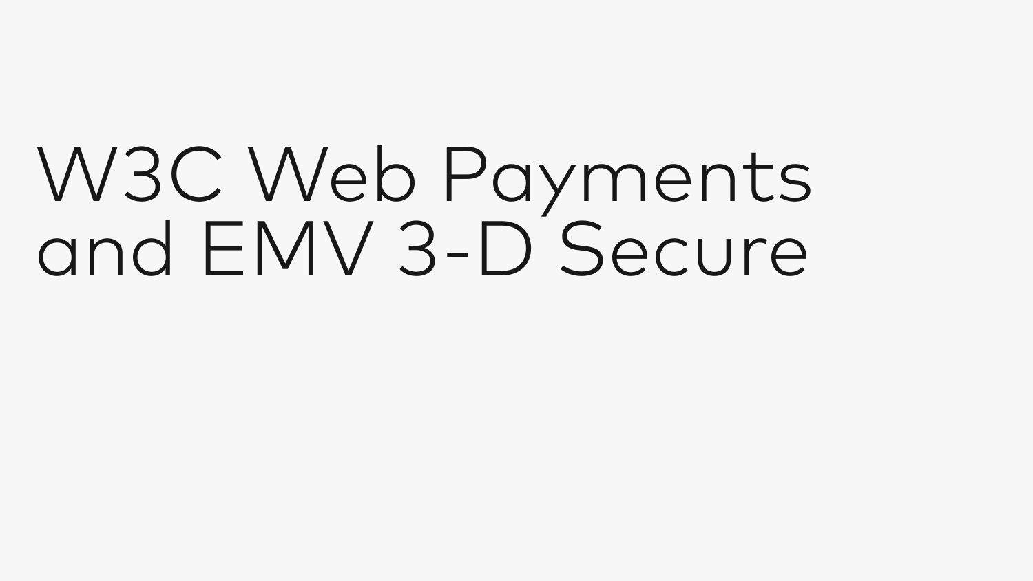# W3C Web Payments and EMV 3-D Secure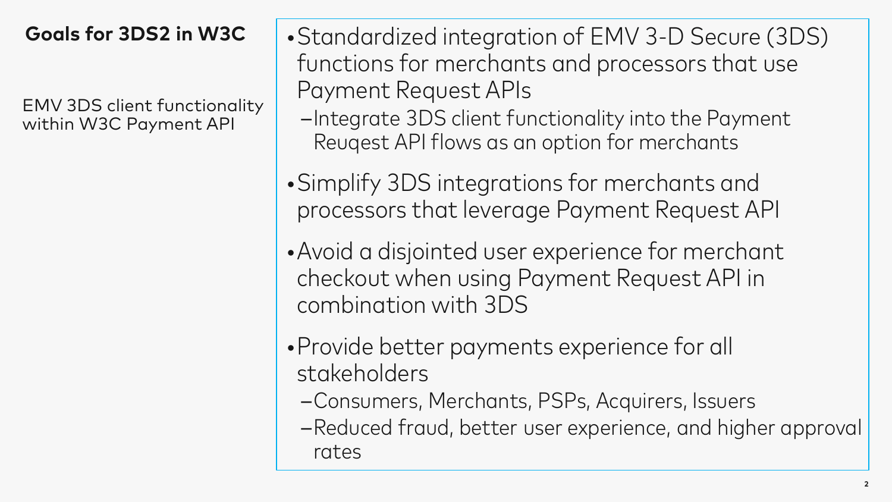## Goals for 3DS2 in W3C

EMV 3DS client functionality within W3C Payment API

- Standardized integration of EMV 3-D Secure (3DS) functions for merchants and processors that use Payment Request APIs
  - Integrate 3DS client functionality into the Payment Reuqest API flows as an option for merchants
- Simplify 3DS integrations for merchants and processors that leverage Payment Request API
- Avoid a disjointed user experience for merchant checkout when using Payment Request API in combination with 3DS
- Provide better payments experience for all stakeholders
  - Consumers, Merchants, PSPs, Acquirers, Issuers
  - Reduced fraud, better user experience, and higher approval rates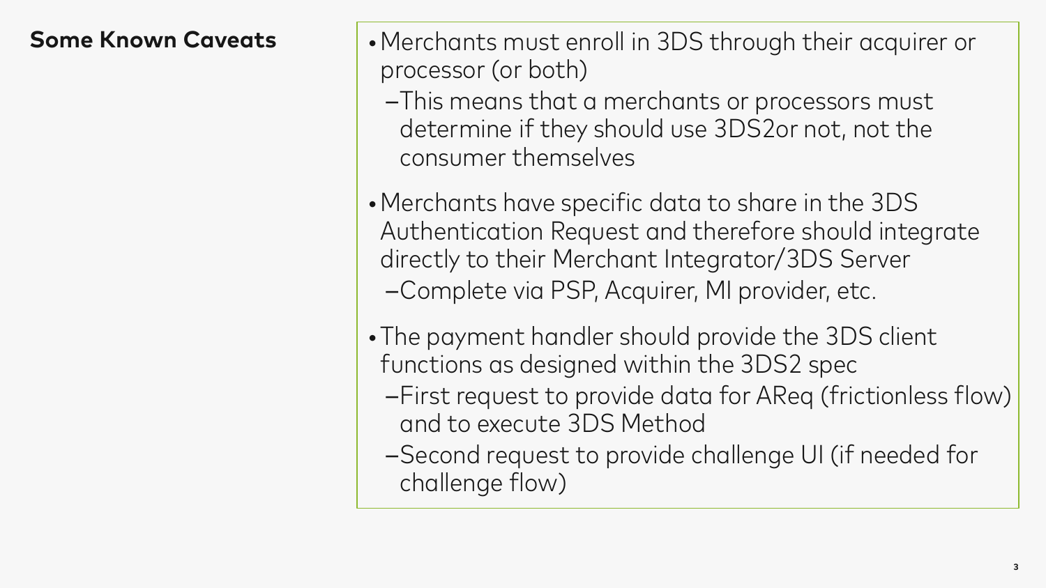## Some Known Caveats

- Merchants must enroll in 3DS through their acquirer or processor (or both)
  - This means that a merchants or processors must determine if they should use 3DS2or not, not the consumer themselves
- Merchants have specific data to share in the 3DS Authentication Request and therefore should integrate directly to their Merchant Integrator/3DS Server
  - Complete via PSP, Acquirer, MI provider, etc.
- The payment handler should provide the 3DS client functions as designed within the 3DS2 spec
  - First request to provide data for AReq (frictionless flow) and to execute 3DS Method
  - Second request to provide challenge UI (if needed for challenge flow)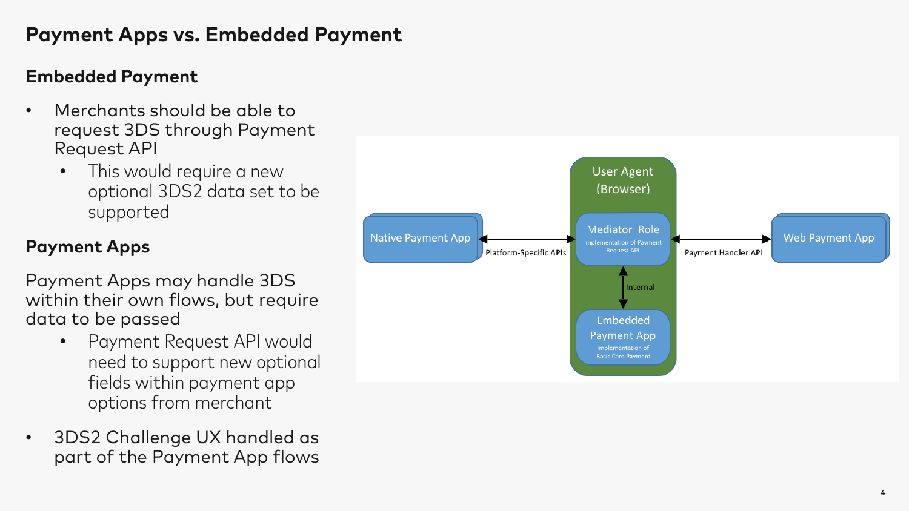# Payment Apps vs. Embedded Payment

## Embedded Payment

- Merchants should be able to request 3DS through Payment Request API
  - This would require a new optional 3DS2 data set to be supported

## Payment Apps

Payment Apps may handle 3DS within their own flows, but require data to be passed

- Payment Request API would need to support new optional fields within payment app options from merchant

- 3DS2 Challenge UX handled as part of the Payment App flows

User Agent (Browser)

Native Payment App

Platform-Specific APIs

Mediator Role
Implementation of Payment Request API

Payment Handler API

Web Payment App

Internal

Embedded Payment App
Implementation of Basic Card Payment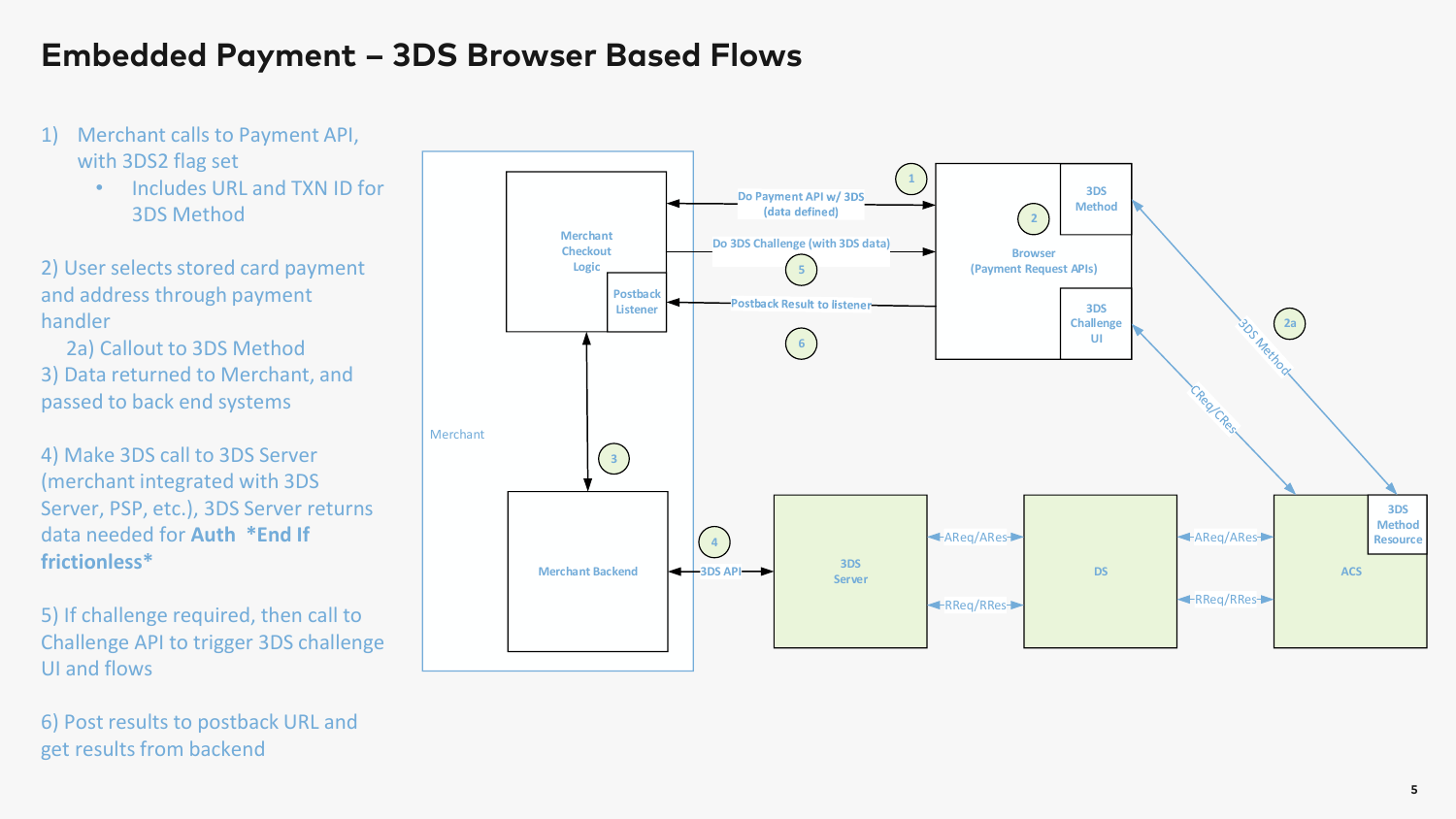# Embedded Payment – 3DS Browser Based Flows

1) Merchant calls to Payment API, with 3DS2 flag set
   - Includes URL and TXN ID for 3DS Method

2) User selects stored card payment and address through payment handler

   2a) Callout to 3DS Method

3) Data returned to Merchant, and passed to back end systems

4) Make 3DS call to 3DS Server (merchant integrated with 3DS Server, PSP, etc.), 3DS Server returns data needed for **Auth** ***End If frictionless***

5) If challenge required, then call to Challenge API to trigger 3DS challenge UI and flows

6) Post results to postback URL and get results from backend

Merchant

Merchant Checkout Logic

Postback Listener

Merchant Backend

Browser (Payment Request APIs)

3DS Method

3DS Challenge UI

3DS Server

DS

ACS

3DS Method Resource

1 Do Payment API w/ 3DS (data defined)

2

2a 3DS Method

3

4 3DS API

5 Do 3DS Challenge (with 3DS data)

6 Postback Result to listener

CReq/CRes

AReq/ARes

RReq/RRes

AReq/ARes

RReq/RRes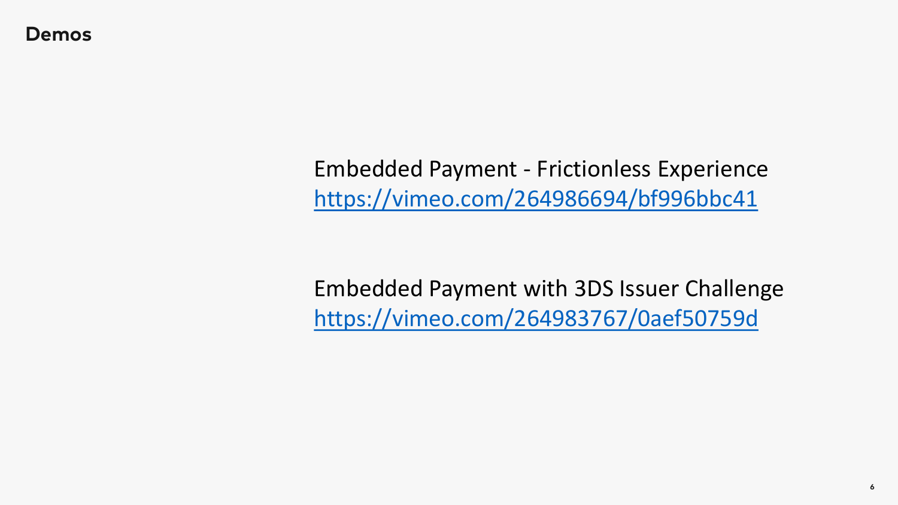## Demos

Embedded Payment - Frictionless Experience
[https://vimeo.com/264986694/bf996bbc41](https://vimeo.com/264986694/bf996bbc41)

Embedded Payment with 3DS Issuer Challenge
[https://vimeo.com/264983767/0aef50759d](https://vimeo.com/264983767/0aef50759d)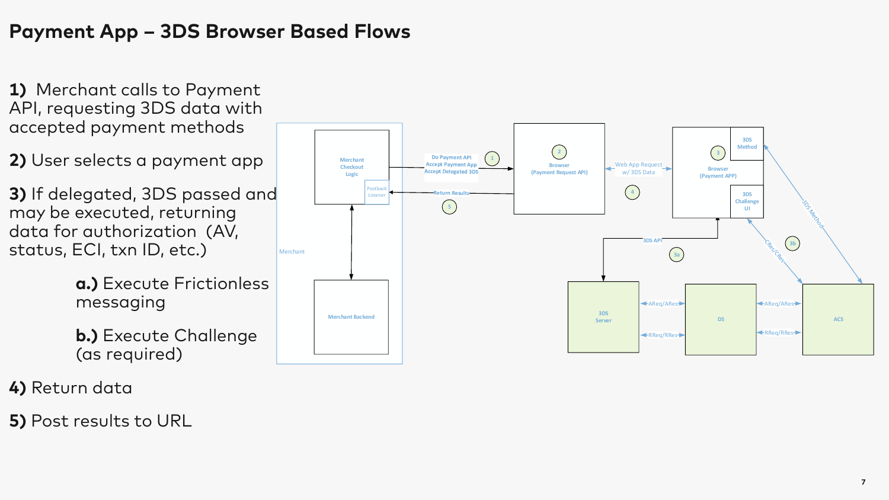# Payment App – 3DS Browser Based Flows

**1)** Merchant calls to Payment API, requesting 3DS data with accepted payment methods

**2)** User selects a payment app

**3)** If delegated, 3DS passed and may be executed, returning data for authorization (AV, status, ECI, txn ID, etc.)

> **a.)** Execute Frictionless messaging
>
> **b.)** Execute Challenge (as required)

**4)** Return data

**5)** Post results to URL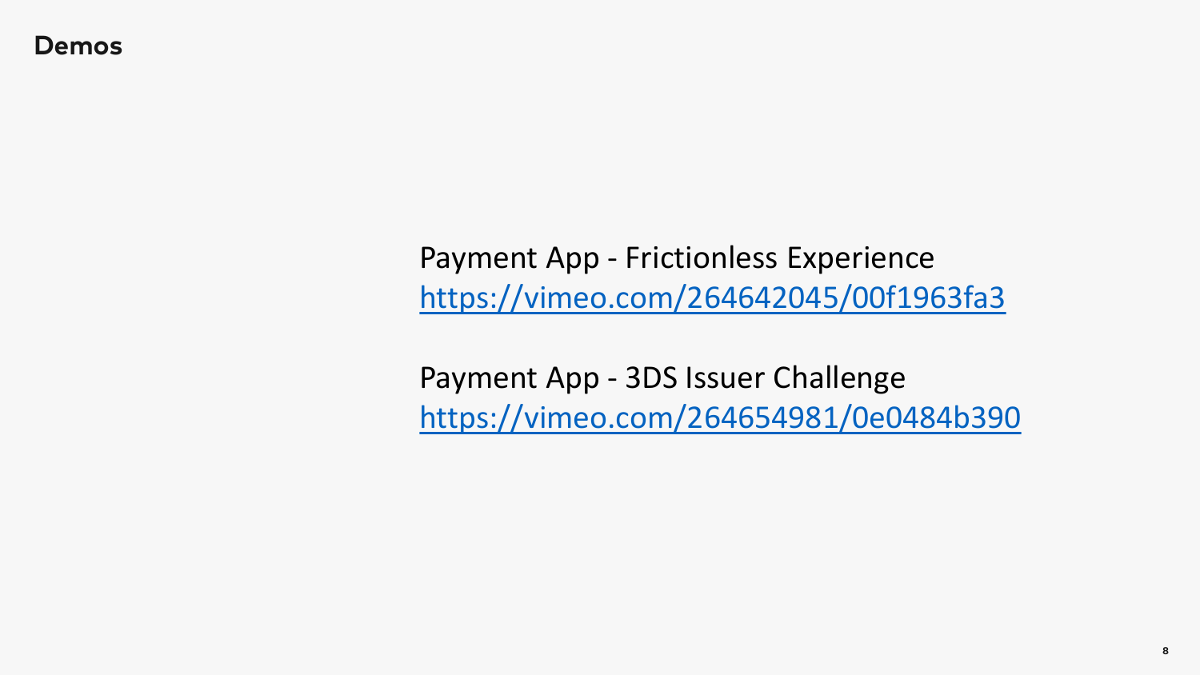# Demos

Payment App - Frictionless Experience
https://vimeo.com/264642045/00f1963fa3

Payment App - 3DS Issuer Challenge
https://vimeo.com/264654981/0e0484b390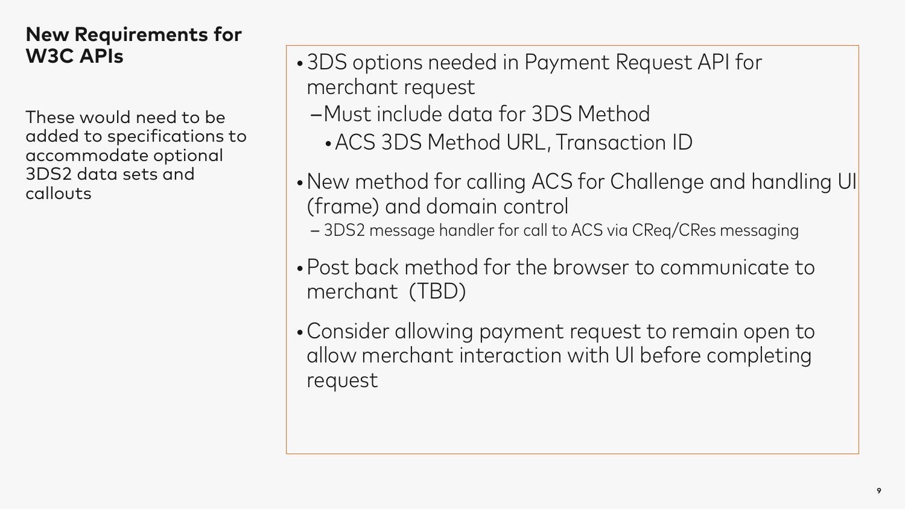## New Requirements for W3C APIs

These would need to be added to specifications to accommodate optional 3DS2 data sets and callouts

- 3DS options needed in Payment Request API for merchant request
  - Must include data for 3DS Method
    - ACS 3DS Method URL, Transaction ID
- New method for calling ACS for Challenge and handling UI (frame) and domain control
  - 3DS2 message handler for call to ACS via CReq/CRes messaging
- Post back method for the browser to communicate to merchant (TBD)
- Consider allowing payment request to remain open to allow merchant interaction with UI before completing request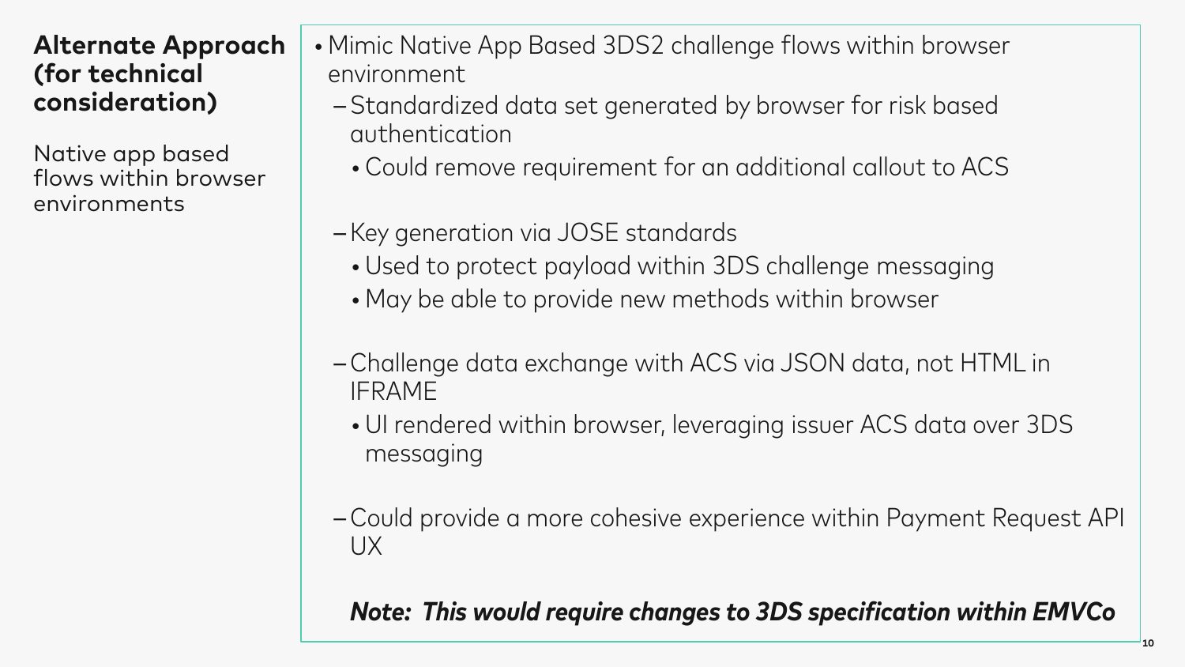## Alternate Approach (for technical consideration)

Native app based flows within browser environments

- Mimic Native App Based 3DS2 challenge flows within browser environment
  - Standardized data set generated by browser for risk based authentication
    - Could remove requirement for an additional callout to ACS
  - Key generation via JOSE standards
    - Used to protect payload within 3DS challenge messaging
    - May be able to provide new methods within browser
  - Challenge data exchange with ACS via JSON data, not HTML in IFRAME
    - UI rendered within browser, leveraging issuer ACS data over 3DS messaging
  - Could provide a more cohesive experience within Payment Request API UX

***Note: This would require changes to 3DS specification within EMVCo***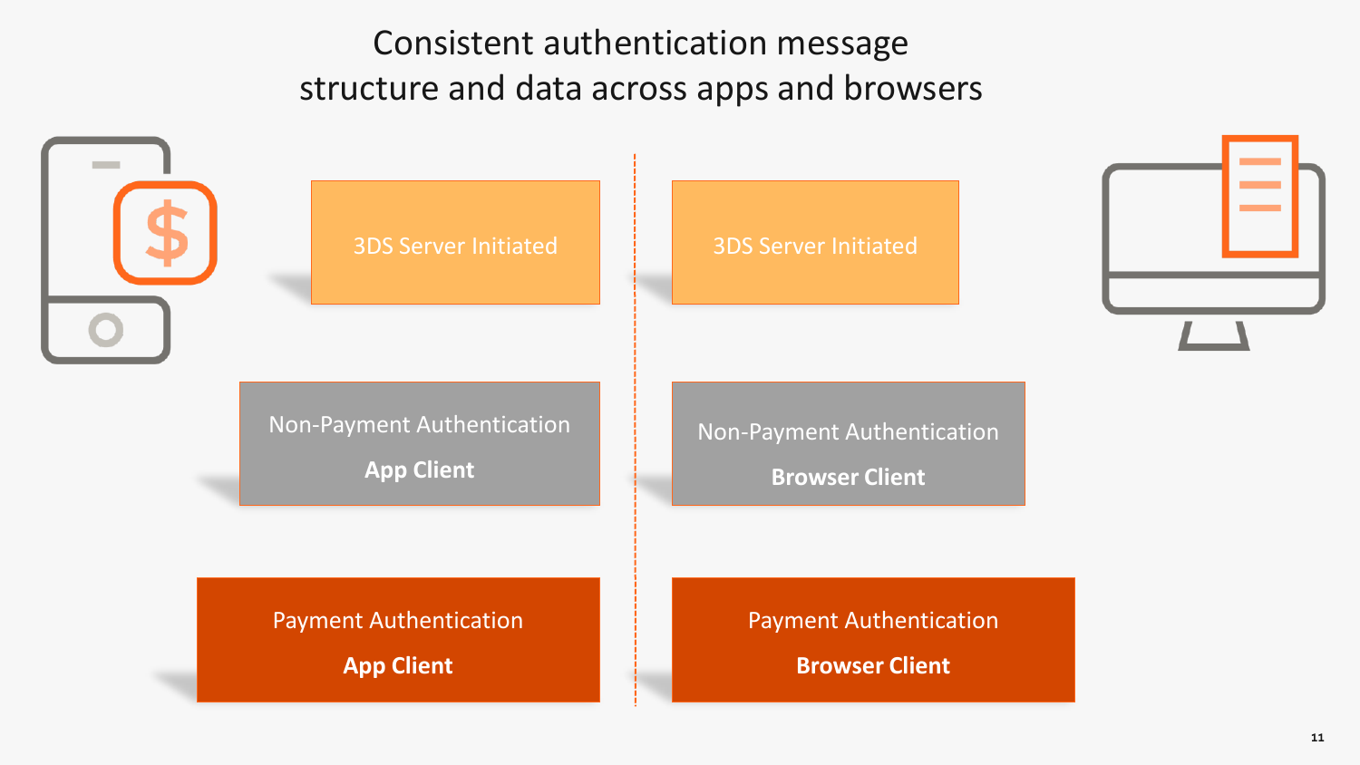# Consistent authentication message structure and data across apps and browsers

3DS Server Initiated

Non-Payment Authentication

**App Client**

Payment Authentication

**App Client**

3DS Server Initiated

Non-Payment Authentication

**Browser Client**

Payment Authentication

**Browser Client**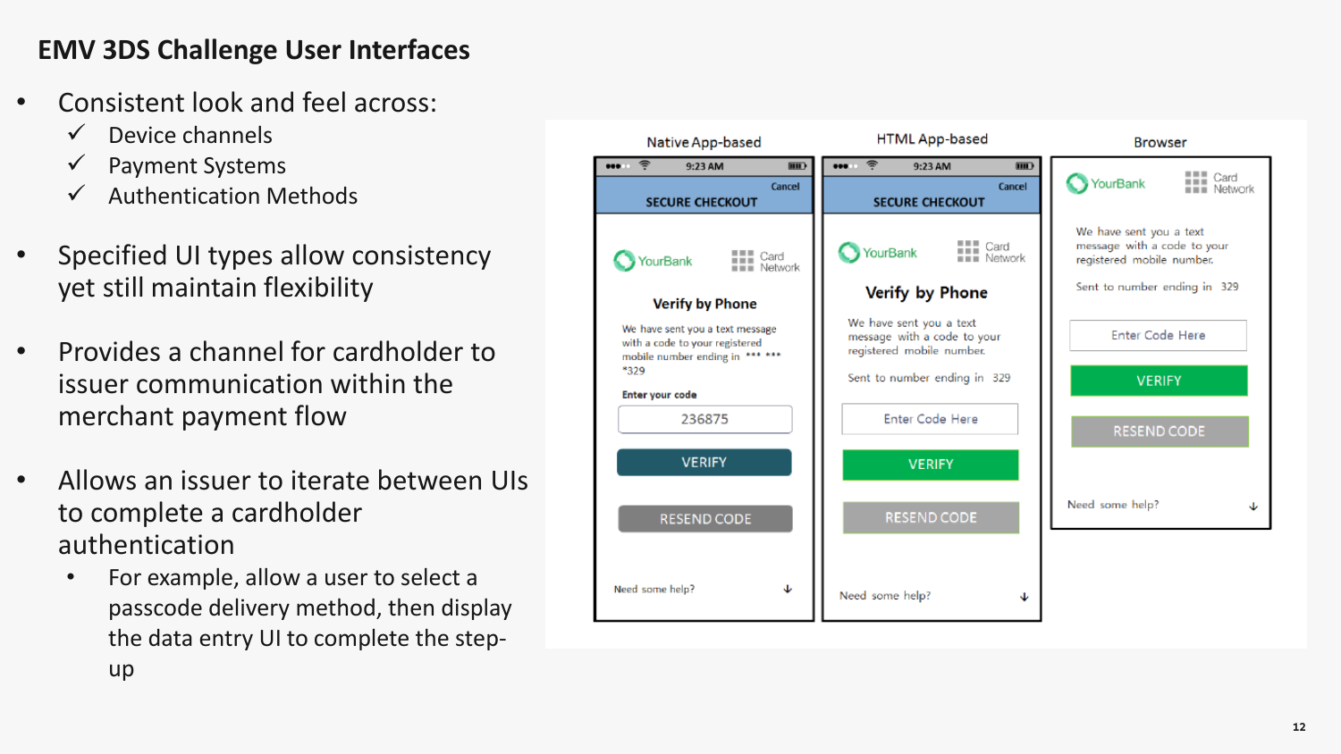# EMV 3DS Challenge User Interfaces

- Consistent look and feel across:
  - ✓ Device channels
  - ✓ Payment Systems
  - ✓ Authentication Methods
- Specified UI types allow consistency yet still maintain flexibility
- Provides a channel for cardholder to issuer communication within the merchant payment flow
- Allows an issuer to iterate between UIs to complete a cardholder authentication
  - For example, allow a user to select a passcode delivery method, then display the data entry UI to complete the step-up

| Native App-based | HTML App-based | Browser |
| --- | --- | --- |
| 9:23 AM | 9:23 AM | |
| Cancel | Cancel | |
| SECURE CHECKOUT | SECURE CHECKOUT | |
| YourBank / Card Network | YourBank / Card Network | YourBank / Card Network |
| Verify by Phone | Verify by Phone | |
| We have sent you a text message with a code to your registered mobile number ending in *** *** *329 | We have sent you a text message with a code to your registered mobile number. Sent to number ending in 329 | We have sent you a text message with a code to your registered mobile number. Sent to number ending in 329 |
| Enter your code: 236875 | Enter Code Here | Enter Code Here |
| VERIFY | VERIFY | VERIFY |
| RESEND CODE | RESEND CODE | RESEND CODE |
| Need some help? | Need some help? | Need some help? |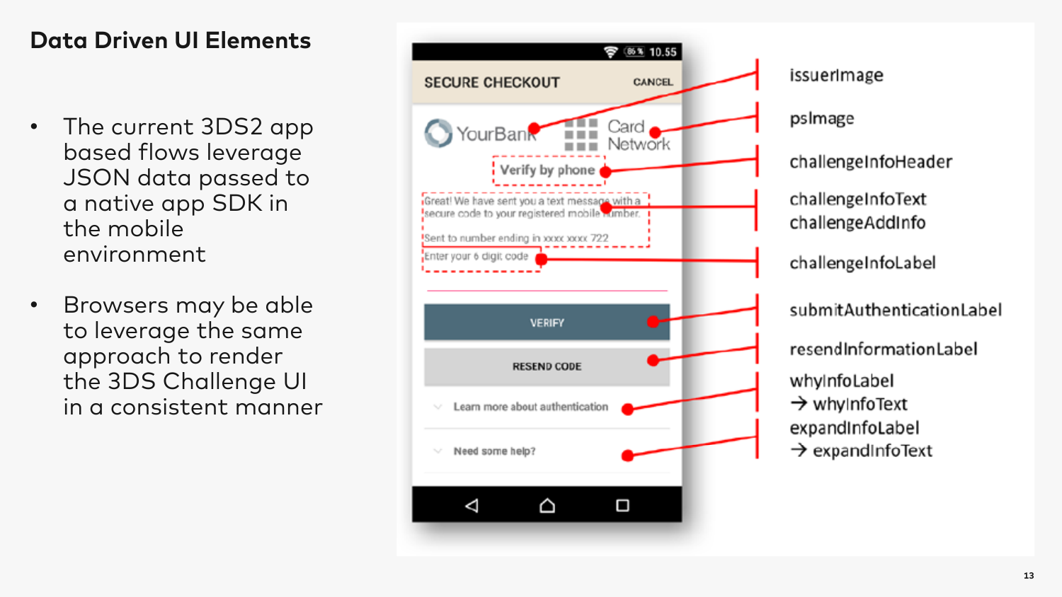# Data Driven UI Elements

- The current 3DS2 app based flows leverage JSON data passed to a native app SDK in the mobile environment
- Browsers may be able to leverage the same approach to render the 3DS Challenge UI in a consistent manner

SECURE CHECKOUT  CANCEL

YourBank  Card Network

Verify by phone

Great! We have sent you a text message with a secure code to your registered mobile number.

Sent to number ending in xxxx xxxx 722

Enter your 6 digit code

VERIFY

RESEND CODE

Learn more about authentication

Need some help?

issuerImage

psImage

challengeInfoHeader

challengeInfoText
challengeAddInfo

challengeInfoLabel

submitAuthenticationLabel

resendInformationLabel

whyInfoLabel
→ whyInfoText

expandInfoLabel
→ expandInfoText